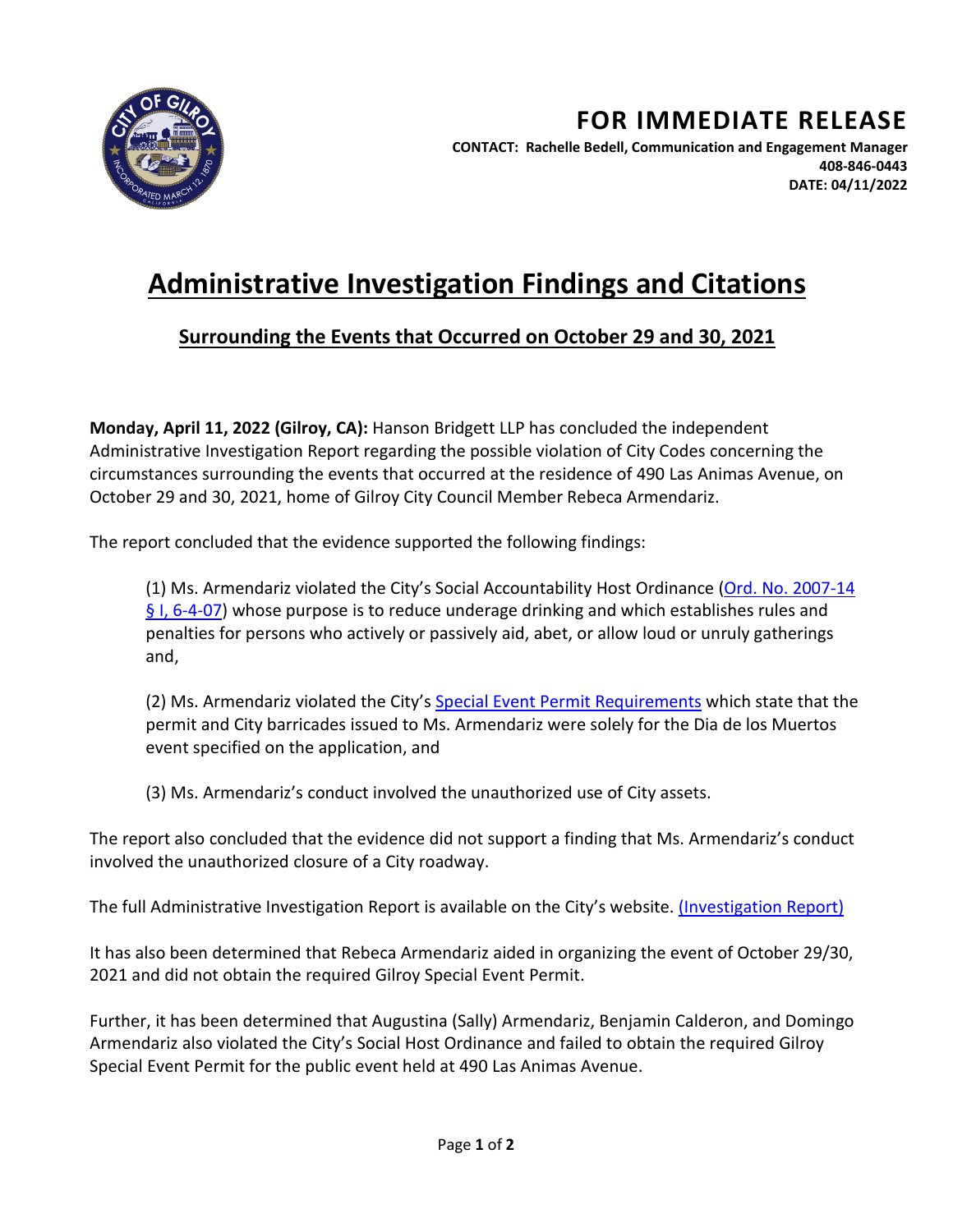# FOR IMMEDIATE RELEASE

**CONTACT: Rachelle Bedell, Communication and Engagement Manager**
**408-846-0443**
**DATE: 04/11/2022**

# Administrative Investigation Findings and Citations

## Surrounding the Events that Occurred on October 29 and 30, 2021

**Monday, April 11, 2022 (Gilroy, CA):** Hanson Bridgett LLP has concluded the independent Administrative Investigation Report regarding the possible violation of City Codes concerning the circumstances surrounding the events that occurred at the residence of 490 Las Animas Avenue, on October 29 and 30, 2021, home of Gilroy City Council Member Rebeca Armendariz.

The report concluded that the evidence supported the following findings:

(1) Ms. Armendariz violated the City's Social Accountability Host Ordinance (Ord. No. 2007-14 § I, 6-4-07) whose purpose is to reduce underage drinking and which establishes rules and penalties for persons who actively or passively aid, abet, or allow loud or unruly gatherings and,

(2) Ms. Armendariz violated the City's Special Event Permit Requirements which state that the permit and City barricades issued to Ms. Armendariz were solely for the Dia de los Muertos event specified on the application, and

(3) Ms. Armendariz's conduct involved the unauthorized use of City assets.

The report also concluded that the evidence did not support a finding that Ms. Armendariz's conduct involved the unauthorized closure of a City roadway.

The full Administrative Investigation Report is available on the City's website. (Investigation Report)

It has also been determined that Rebeca Armendariz aided in organizing the event of October 29/30, 2021 and did not obtain the required Gilroy Special Event Permit.

Further, it has been determined that Augustina (Sally) Armendariz, Benjamin Calderon, and Domingo Armendariz also violated the City's Social Host Ordinance and failed to obtain the required Gilroy Special Event Permit for the public event held at 490 Las Animas Avenue.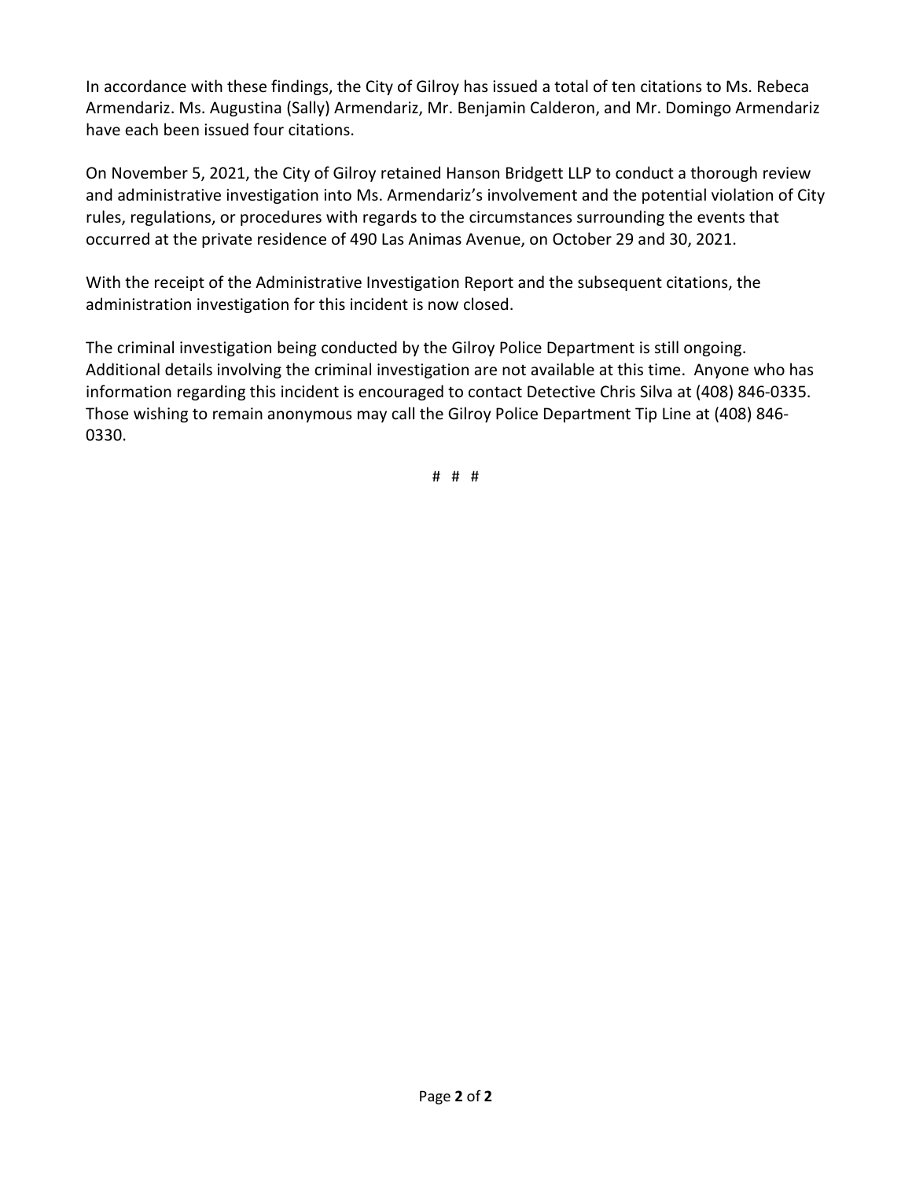In accordance with these findings, the City of Gilroy has issued a total of ten citations to Ms. Rebeca Armendariz. Ms. Augustina (Sally) Armendariz, Mr. Benjamin Calderon, and Mr. Domingo Armendariz have each been issued four citations.

On November 5, 2021, the City of Gilroy retained Hanson Bridgett LLP to conduct a thorough review and administrative investigation into Ms. Armendariz's involvement and the potential violation of City rules, regulations, or procedures with regards to the circumstances surrounding the events that occurred at the private residence of 490 Las Animas Avenue, on October 29 and 30, 2021.

With the receipt of the Administrative Investigation Report and the subsequent citations, the administration investigation for this incident is now closed.

The criminal investigation being conducted by the Gilroy Police Department is still ongoing. Additional details involving the criminal investigation are not available at this time. Anyone who has information regarding this incident is encouraged to contact Detective Chris Silva at (408) 846-0335. Those wishing to remain anonymous may call the Gilroy Police Department Tip Line at (408) 846-0330.

# # #